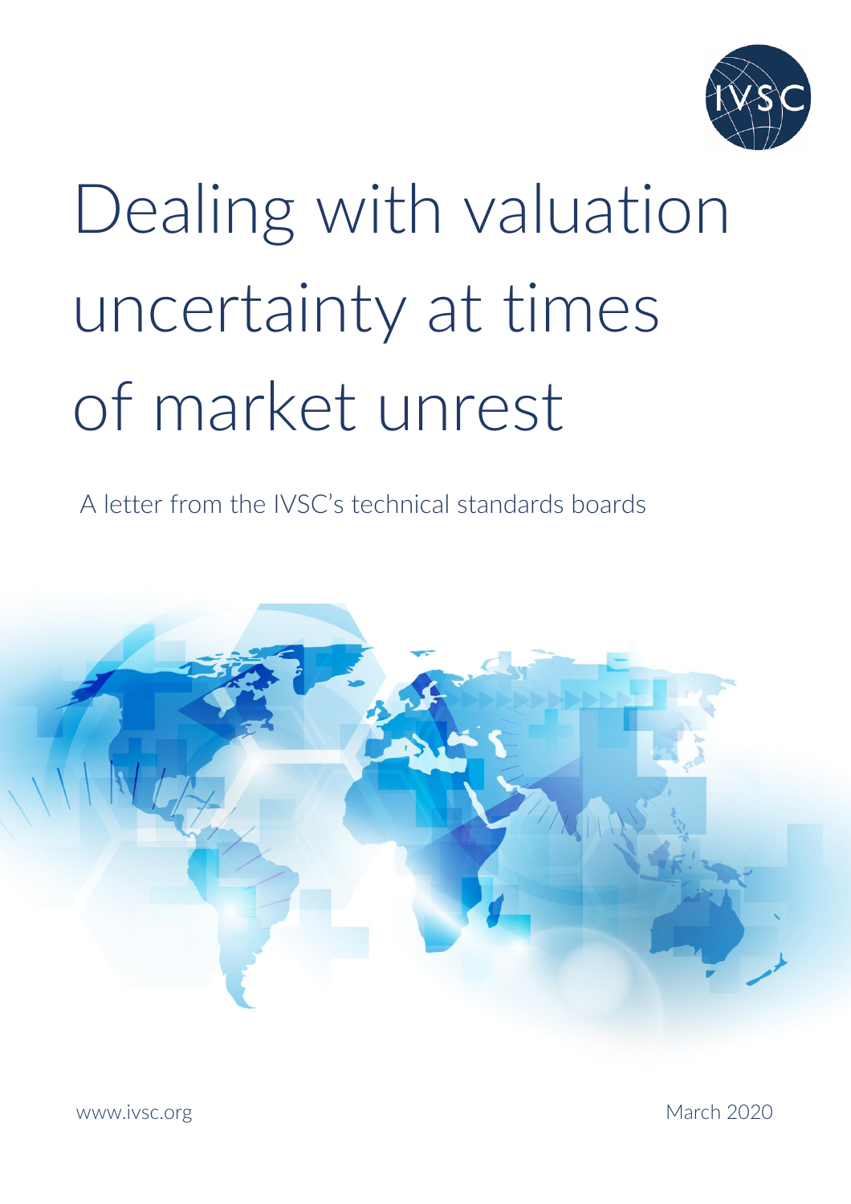# Dealing with valuation uncertainty at times of market unrest

A letter from the IVSC's technical standards boards

www.ivsc.org

March 2020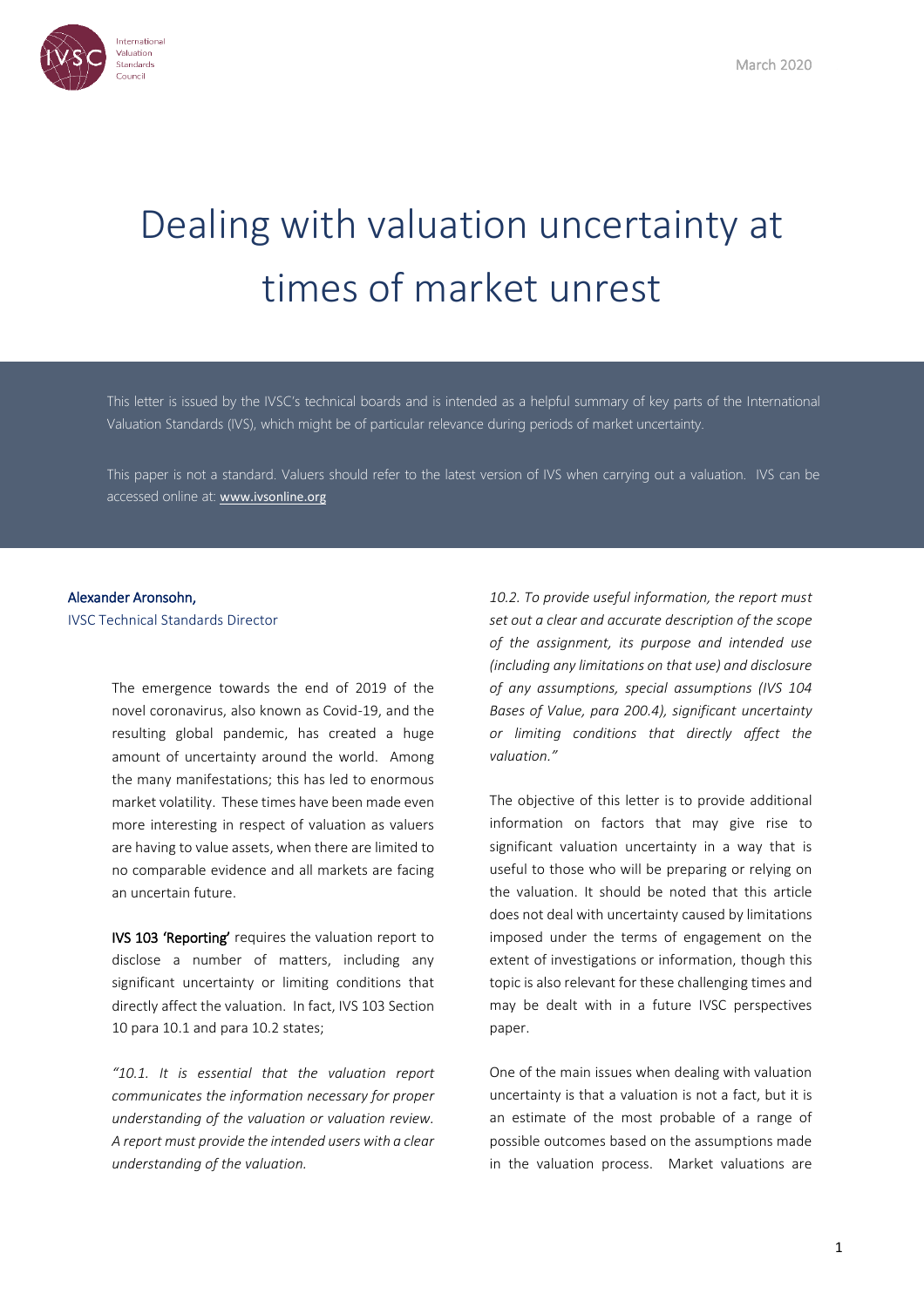# Dealing with valuation uncertainty at times of market unrest

This letter is issued by the IVSC's technical boards and is intended as a helpful summary of key parts of the International Valuation Standards (IVS), which might be of particular relevance during periods of market uncertainty.

This paper is not a standard. Valuers should refer to the latest version of IVS when carrying out a valuation. IVS can be accessed online at: www.ivsonline.org

**Alexander Aronsohn,**
IVSC Technical Standards Director

The emergence towards the end of 2019 of the novel coronavirus, also known as Covid-19, and the resulting global pandemic, has created a huge amount of uncertainty around the world. Among the many manifestations; this has led to enormous market volatility. These times have been made even more interesting in respect of valuation as valuers are having to value assets, when there are limited to no comparable evidence and all markets are facing an uncertain future.

**IVS 103 'Reporting'** requires the valuation report to disclose a number of matters, including any significant uncertainty or limiting conditions that directly affect the valuation. In fact, IVS 103 Section 10 para 10.1 and para 10.2 states;

*"10.1. It is essential that the valuation report communicates the information necessary for proper understanding of the valuation or valuation review. A report must provide the intended users with a clear understanding of the valuation.*

*10.2. To provide useful information, the report must set out a clear and accurate description of the scope of the assignment, its purpose and intended use (including any limitations on that use) and disclosure of any assumptions, special assumptions (IVS 104 Bases of Value, para 200.4), significant uncertainty or limiting conditions that directly affect the valuation."*

The objective of this letter is to provide additional information on factors that may give rise to significant valuation uncertainty in a way that is useful to those who will be preparing or relying on the valuation. It should be noted that this article does not deal with uncertainty caused by limitations imposed under the terms of engagement on the extent of investigations or information, though this topic is also relevant for these challenging times and may be dealt with in a future IVSC perspectives paper.

One of the main issues when dealing with valuation uncertainty is that a valuation is not a fact, but it is an estimate of the most probable of a range of possible outcomes based on the assumptions made in the valuation process. Market valuations are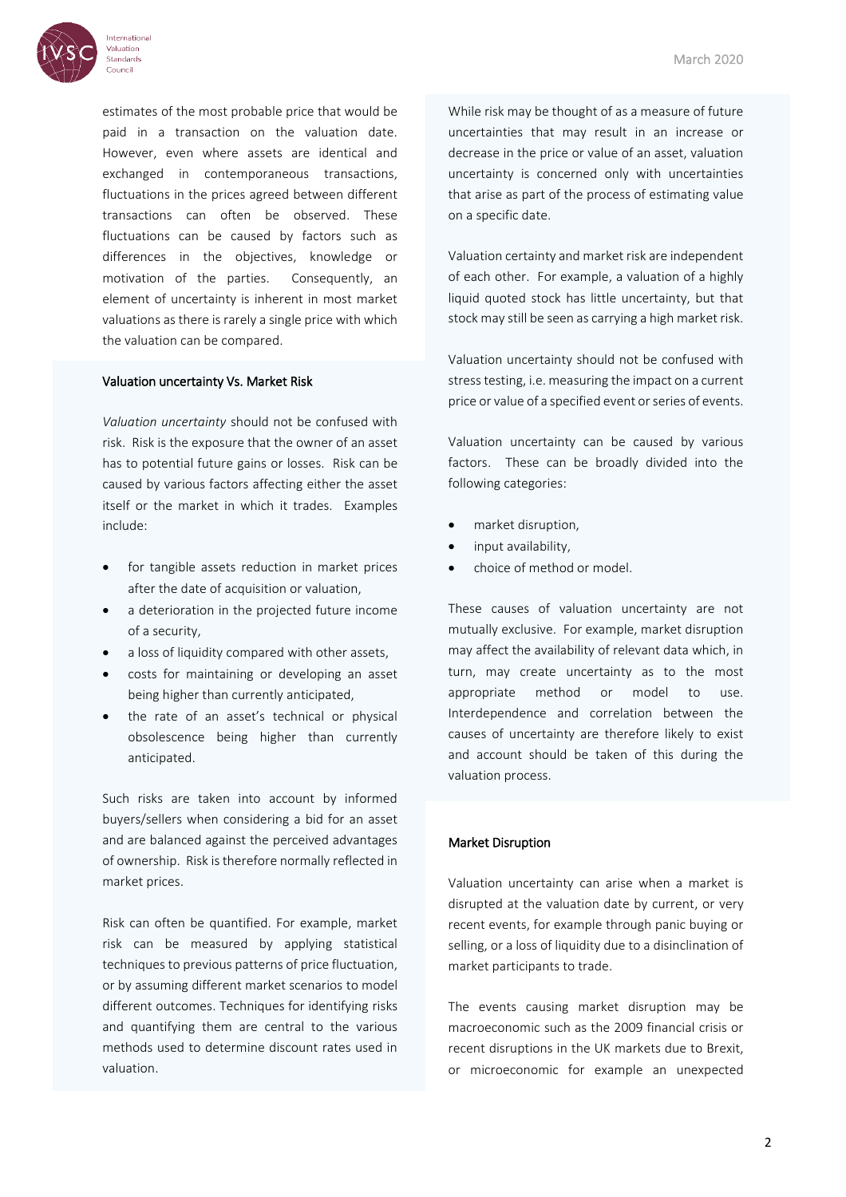estimates of the most probable price that would be paid in a transaction on the valuation date. However, even where assets are identical and exchanged in contemporaneous transactions, fluctuations in the prices agreed between different transactions can often be observed. These fluctuations can be caused by factors such as differences in the objectives, knowledge or motivation of the parties. Consequently, an element of uncertainty is inherent in most market valuations as there is rarely a single price with which the valuation can be compared.

### Valuation uncertainty Vs. Market Risk

*Valuation uncertainty* should not be confused with risk. Risk is the exposure that the owner of an asset has to potential future gains or losses. Risk can be caused by various factors affecting either the asset itself or the market in which it trades. Examples include:

- for tangible assets reduction in market prices after the date of acquisition or valuation,
- a deterioration in the projected future income of a security,
- a loss of liquidity compared with other assets,
- costs for maintaining or developing an asset being higher than currently anticipated,
- the rate of an asset's technical or physical obsolescence being higher than currently anticipated.

Such risks are taken into account by informed buyers/sellers when considering a bid for an asset and are balanced against the perceived advantages of ownership. Risk is therefore normally reflected in market prices.

Risk can often be quantified. For example, market risk can be measured by applying statistical techniques to previous patterns of price fluctuation, or by assuming different market scenarios to model different outcomes. Techniques for identifying risks and quantifying them are central to the various methods used to determine discount rates used in valuation.

While risk may be thought of as a measure of future uncertainties that may result in an increase or decrease in the price or value of an asset, valuation uncertainty is concerned only with uncertainties that arise as part of the process of estimating value on a specific date.

Valuation certainty and market risk are independent of each other. For example, a valuation of a highly liquid quoted stock has little uncertainty, but that stock may still be seen as carrying a high market risk.

Valuation uncertainty should not be confused with stress testing, i.e. measuring the impact on a current price or value of a specified event or series of events.

Valuation uncertainty can be caused by various factors. These can be broadly divided into the following categories:

- market disruption,
- input availability,
- choice of method or model.

These causes of valuation uncertainty are not mutually exclusive. For example, market disruption may affect the availability of relevant data which, in turn, may create uncertainty as to the most appropriate method or model to use. Interdependence and correlation between the causes of uncertainty are therefore likely to exist and account should be taken of this during the valuation process.

### Market Disruption

Valuation uncertainty can arise when a market is disrupted at the valuation date by current, or very recent events, for example through panic buying or selling, or a loss of liquidity due to a disinclination of market participants to trade.

The events causing market disruption may be macroeconomic such as the 2009 financial crisis or recent disruptions in the UK markets due to Brexit, or microeconomic for example an unexpected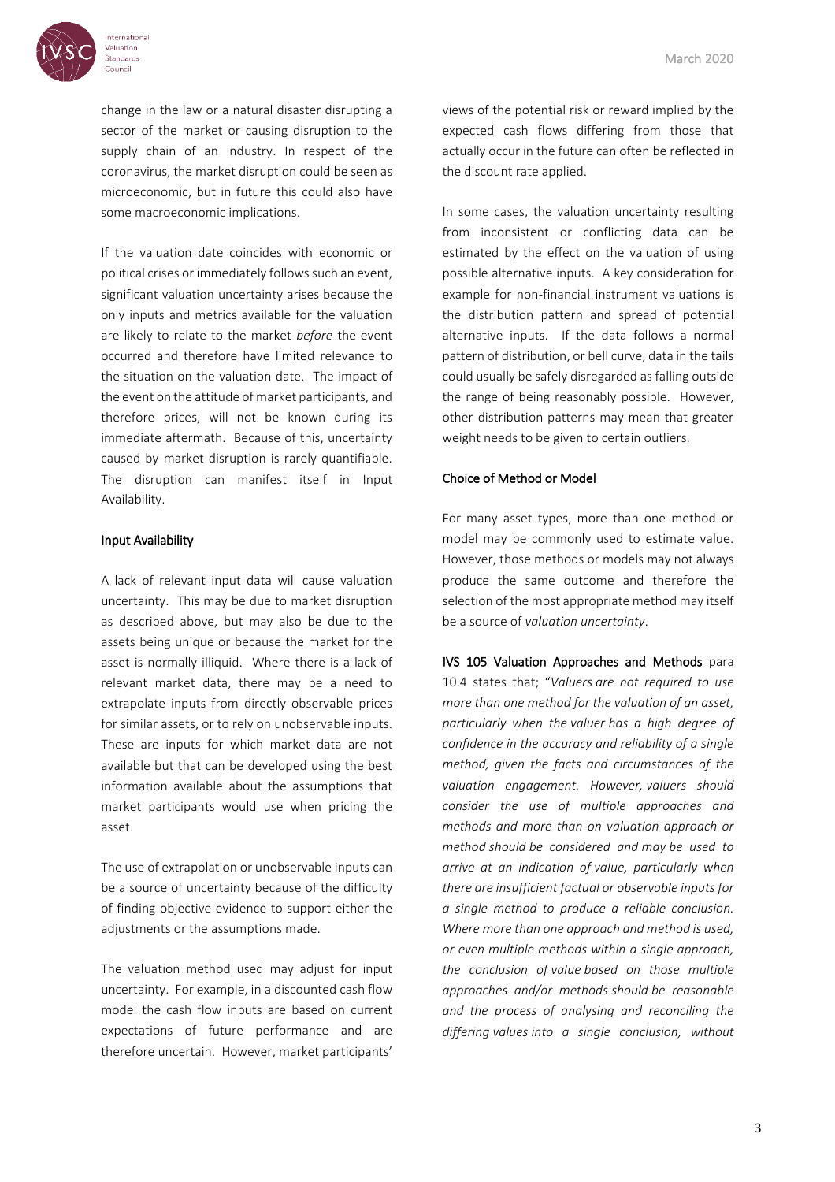change in the law or a natural disaster disrupting a sector of the market or causing disruption to the supply chain of an industry. In respect of the coronavirus, the market disruption could be seen as microeconomic, but in future this could also have some macroeconomic implications.

If the valuation date coincides with economic or political crises or immediately follows such an event, significant valuation uncertainty arises because the only inputs and metrics available for the valuation are likely to relate to the market *before* the event occurred and therefore have limited relevance to the situation on the valuation date. The impact of the event on the attitude of market participants, and therefore prices, will not be known during its immediate aftermath. Because of this, uncertainty caused by market disruption is rarely quantifiable. The disruption can manifest itself in Input Availability.

### Input Availability

A lack of relevant input data will cause valuation uncertainty. This may be due to market disruption as described above, but may also be due to the assets being unique or because the market for the asset is normally illiquid. Where there is a lack of relevant market data, there may be a need to extrapolate inputs from directly observable prices for similar assets, or to rely on unobservable inputs. These are inputs for which market data are not available but that can be developed using the best information available about the assumptions that market participants would use when pricing the asset.

The use of extrapolation or unobservable inputs can be a source of uncertainty because of the difficulty of finding objective evidence to support either the adjustments or the assumptions made.

The valuation method used may adjust for input uncertainty. For example, in a discounted cash flow model the cash flow inputs are based on current expectations of future performance and are therefore uncertain. However, market participants' views of the potential risk or reward implied by the expected cash flows differing from those that actually occur in the future can often be reflected in the discount rate applied.

In some cases, the valuation uncertainty resulting from inconsistent or conflicting data can be estimated by the effect on the valuation of using possible alternative inputs. A key consideration for example for non-financial instrument valuations is the distribution pattern and spread of potential alternative inputs. If the data follows a normal pattern of distribution, or bell curve, data in the tails could usually be safely disregarded as falling outside the range of being reasonably possible. However, other distribution patterns may mean that greater weight needs to be given to certain outliers.

### Choice of Method or Model

For many asset types, more than one method or model may be commonly used to estimate value. However, those methods or models may not always produce the same outcome and therefore the selection of the most appropriate method may itself be a source of *valuation uncertainty*.

**IVS 105 Valuation Approaches and Methods** para 10.4 states that; "*Valuers are not required to use more than one method for the valuation of an asset, particularly when the valuer has a high degree of confidence in the accuracy and reliability of a single method, given the facts and circumstances of the valuation engagement. However, valuers should consider the use of multiple approaches and methods and more than on valuation approach or method should be considered and may be used to arrive at an indication of value, particularly when there are insufficient factual or observable inputs for a single method to produce a reliable conclusion. Where more than one approach and method is used, or even multiple methods within a single approach, the conclusion of value based on those multiple approaches and/or methods should be reasonable and the process of analysing and reconciling the differing values into a single conclusion, without*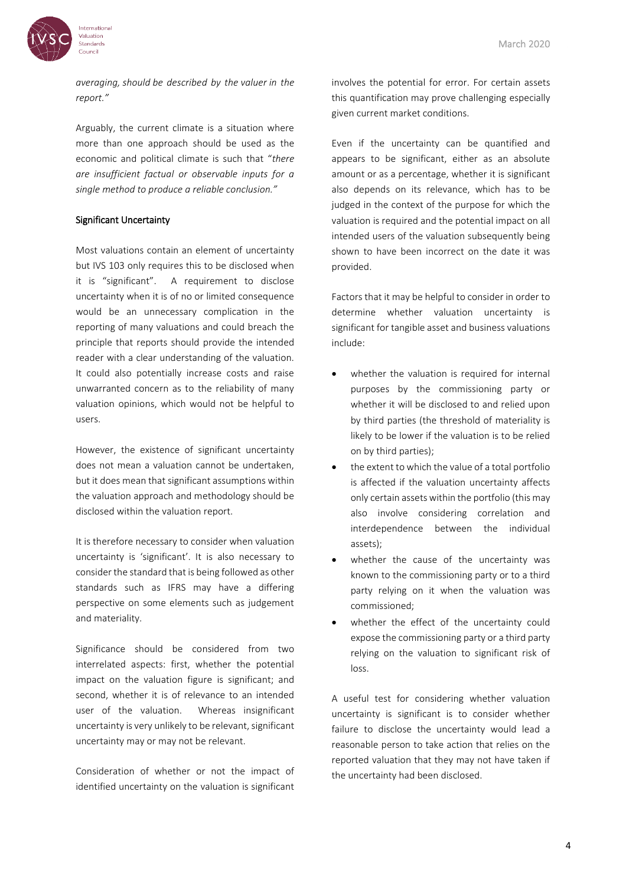*averaging, should be described by the valuer in the report."*

Arguably, the current climate is a situation where more than one approach should be used as the economic and political climate is such that "*there are insufficient factual or observable inputs for a single method to produce a reliable conclusion."*

## Significant Uncertainty

Most valuations contain an element of uncertainty but IVS 103 only requires this to be disclosed when it is "significant". A requirement to disclose uncertainty when it is of no or limited consequence would be an unnecessary complication in the reporting of many valuations and could breach the principle that reports should provide the intended reader with a clear understanding of the valuation. It could also potentially increase costs and raise unwarranted concern as to the reliability of many valuation opinions, which would not be helpful to users.

However, the existence of significant uncertainty does not mean a valuation cannot be undertaken, but it does mean that significant assumptions within the valuation approach and methodology should be disclosed within the valuation report.

It is therefore necessary to consider when valuation uncertainty is 'significant'. It is also necessary to consider the standard that is being followed as other standards such as IFRS may have a differing perspective on some elements such as judgement and materiality.

Significance should be considered from two interrelated aspects: first, whether the potential impact on the valuation figure is significant; and second, whether it is of relevance to an intended user of the valuation. Whereas insignificant uncertainty is very unlikely to be relevant, significant uncertainty may or may not be relevant.

Consideration of whether or not the impact of identified uncertainty on the valuation is significant involves the potential for error. For certain assets this quantification may prove challenging especially given current market conditions.

Even if the uncertainty can be quantified and appears to be significant, either as an absolute amount or as a percentage, whether it is significant also depends on its relevance, which has to be judged in the context of the purpose for which the valuation is required and the potential impact on all intended users of the valuation subsequently being shown to have been incorrect on the date it was provided.

Factors that it may be helpful to consider in order to determine whether valuation uncertainty is significant for tangible asset and business valuations include:

- whether the valuation is required for internal purposes by the commissioning party or whether it will be disclosed to and relied upon by third parties (the threshold of materiality is likely to be lower if the valuation is to be relied on by third parties);
- the extent to which the value of a total portfolio is affected if the valuation uncertainty affects only certain assets within the portfolio (this may also involve considering correlation and interdependence between the individual assets);
- whether the cause of the uncertainty was known to the commissioning party or to a third party relying on it when the valuation was commissioned;
- whether the effect of the uncertainty could expose the commissioning party or a third party relying on the valuation to significant risk of loss.

A useful test for considering whether valuation uncertainty is significant is to consider whether failure to disclose the uncertainty would lead a reasonable person to take action that relies on the reported valuation that they may not have taken if the uncertainty had been disclosed.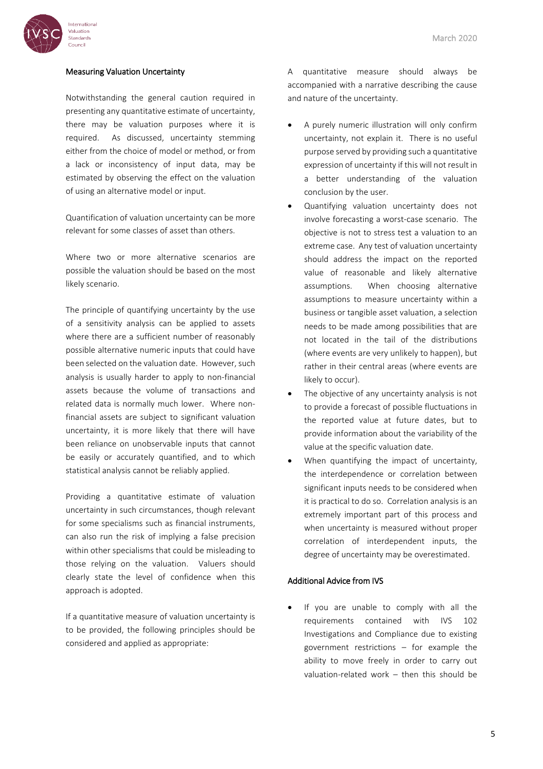### Measuring Valuation Uncertainty

Notwithstanding the general caution required in presenting any quantitative estimate of uncertainty, there may be valuation purposes where it is required. As discussed, uncertainty stemming either from the choice of model or method, or from a lack or inconsistency of input data, may be estimated by observing the effect on the valuation of using an alternative model or input.

Quantification of valuation uncertainty can be more relevant for some classes of asset than others.

Where two or more alternative scenarios are possible the valuation should be based on the most likely scenario.

The principle of quantifying uncertainty by the use of a sensitivity analysis can be applied to assets where there are a sufficient number of reasonably possible alternative numeric inputs that could have been selected on the valuation date. However, such analysis is usually harder to apply to non-financial assets because the volume of transactions and related data is normally much lower. Where non-financial assets are subject to significant valuation uncertainty, it is more likely that there will have been reliance on unobservable inputs that cannot be easily or accurately quantified, and to which statistical analysis cannot be reliably applied.

Providing a quantitative estimate of valuation uncertainty in such circumstances, though relevant for some specialisms such as financial instruments, can also run the risk of implying a false precision within other specialisms that could be misleading to those relying on the valuation. Valuers should clearly state the level of confidence when this approach is adopted.

If a quantitative measure of valuation uncertainty is to be provided, the following principles should be considered and applied as appropriate:

A quantitative measure should always be accompanied with a narrative describing the cause and nature of the uncertainty.

- A purely numeric illustration will only confirm uncertainty, not explain it. There is no useful purpose served by providing such a quantitative expression of uncertainty if this will not result in a better understanding of the valuation conclusion by the user.
- Quantifying valuation uncertainty does not involve forecasting a worst-case scenario. The objective is not to stress test a valuation to an extreme case. Any test of valuation uncertainty should address the impact on the reported value of reasonable and likely alternative assumptions. When choosing alternative assumptions to measure uncertainty within a business or tangible asset valuation, a selection needs to be made among possibilities that are not located in the tail of the distributions (where events are very unlikely to happen), but rather in their central areas (where events are likely to occur).
- The objective of any uncertainty analysis is not to provide a forecast of possible fluctuations in the reported value at future dates, but to provide information about the variability of the value at the specific valuation date.
- When quantifying the impact of uncertainty, the interdependence or correlation between significant inputs needs to be considered when it is practical to do so. Correlation analysis is an extremely important part of this process and when uncertainty is measured without proper correlation of interdependent inputs, the degree of uncertainty may be overestimated.

### Additional Advice from IVS

- If you are unable to comply with all the requirements contained with IVS 102 Investigations and Compliance due to existing government restrictions – for example the ability to move freely in order to carry out valuation-related work – then this should be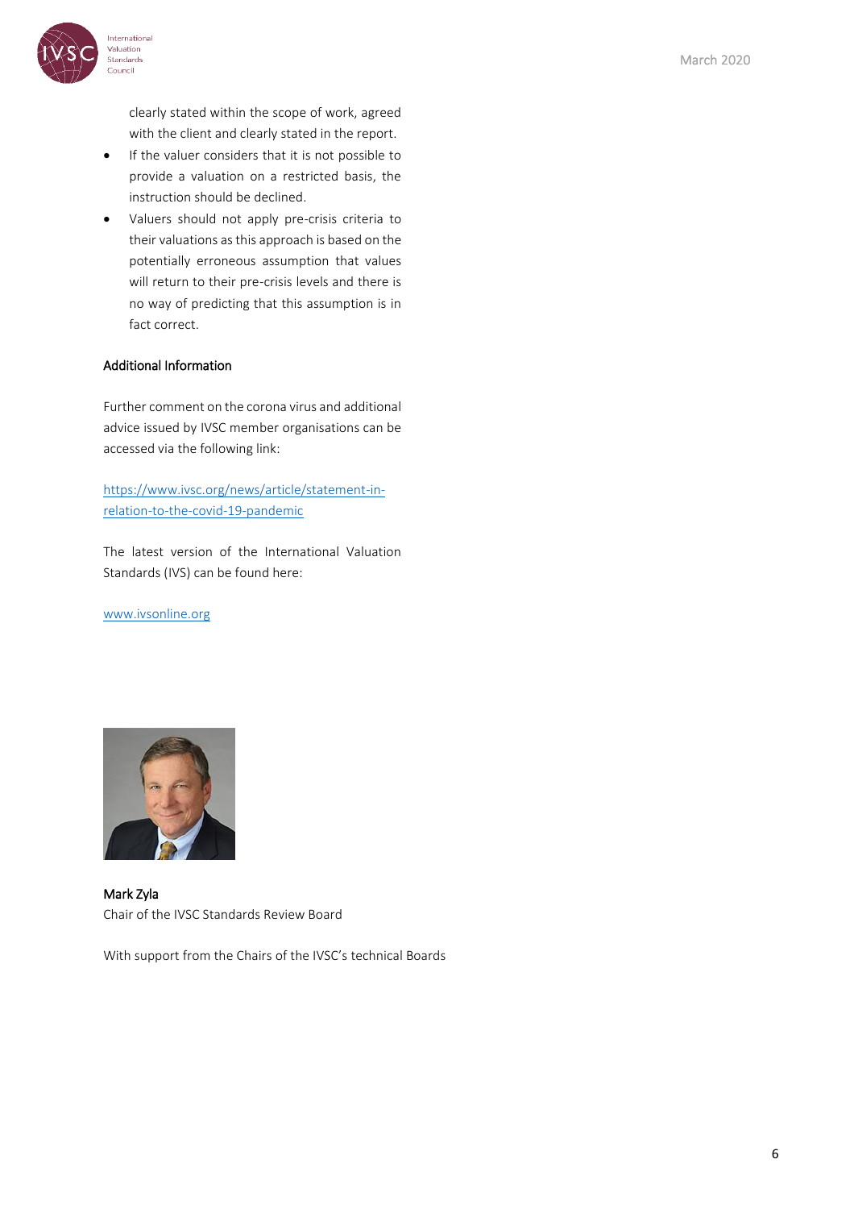clearly stated within the scope of work, agreed with the client and clearly stated in the report.

- If the valuer considers that it is not possible to provide a valuation on a restricted basis, the instruction should be declined.
- Valuers should not apply pre-crisis criteria to their valuations as this approach is based on the potentially erroneous assumption that values will return to their pre-crisis levels and there is no way of predicting that this assumption is in fact correct.

## Additional Information

Further comment on the corona virus and additional advice issued by IVSC member organisations can be accessed via the following link:

[https://www.ivsc.org/news/article/statement-in-relation-to-the-covid-19-pandemic](https://www.ivsc.org/news/article/statement-in-relation-to-the-covid-19-pandemic)

The latest version of the International Valuation Standards (IVS) can be found here:

[www.ivsonline.org](http://www.ivsonline.org)

Mark Zyla
Chair of the IVSC Standards Review Board

With support from the Chairs of the IVSC's technical Boards